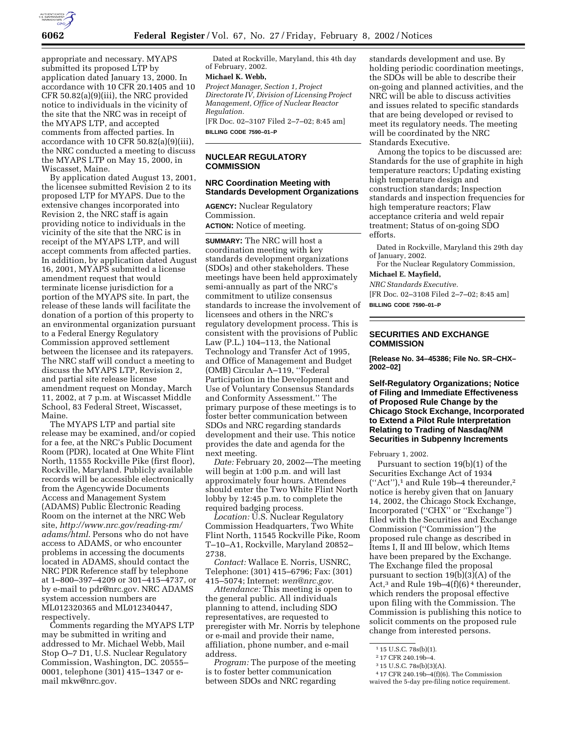appropriate and necessary. MYAPS submitted its proposed LTP by application dated January 13, 2000. In accordance with 10 CFR 20.1405 and 10 CFR 50.82(a)(9)(iii), the NRC provided notice to individuals in the vicinity of the site that the NRC was in receipt of the MYAPS LTP, and accepted comments from affected parties. In accordance with 10 CFR 50.82(a)(9)(iii), the NRC conducted a meeting to discuss the MYAPS LTP on May 15, 2000, in Wiscasset, Maine.

By application dated August 13, 2001, the licensee submitted Revision 2 to its proposed LTP for MYAPS. Due to the extensive changes incorporated into Revision 2, the NRC staff is again providing notice to individuals in the vicinity of the site that the NRC is in receipt of the MYAPS LTP, and will accept comments from affected parties. In addition, by application dated August 16, 2001, MYAPS submitted a license amendment request that would terminate license jurisdiction for a portion of the MYAPS site. In part, the release of these lands will facilitate the donation of a portion of this property to an environmental organization pursuant to a Federal Energy Regulatory Commission approved settlement between the licensee and its ratepayers. The NRC staff will conduct a meeting to discuss the MYAPS LTP, Revision 2, and partial site release license amendment request on Monday, March 11, 2002, at 7 p.m. at Wiscasset Middle School, 83 Federal Street, Wiscasset, Maine.

The MYAPS LTP and partial site release may be examined, and/or copied for a fee, at the NRC's Public Document Room (PDR), located at One White Flint North, 11555 Rockville Pike (first floor), Rockville, Maryland. Publicly available records will be accessible electronically from the Agencywide Documents Access and Management System (ADAMS) Public Electronic Reading Room on the internet at the NRC Web site, *http://www.nrc.gov/reading-rm/adams/html*. Persons who do not have access to ADAMS, or who encounter problems in accessing the documents located in ADAMS, should contact the NRC PDR Reference staff by telephone at 1–800–397–4209 or 301–415–4737, or by e-mail to pdr@nrc.gov. NRC ADAMS system accession numbers are ML012320365 and ML012340447, respectively.

Comments regarding the MYAPS LTP may be submitted in writing and addressed to Mr. Michael Webb, Mail Stop O–7 D1, U.S. Nuclear Regulatory Commission, Washington, DC. 20555–0001, telephone (301) 415–1347 or e-mail mkw@nrc.gov.

Dated at Rockville, Maryland, this 4th day of February, 2002.

**Michael K. Webb,**

*Project Manager, Section 1, Project Directorate IV, Division of Licensing Project Management, Office of Nuclear Reactor Regulation.*

[FR Doc. 02–3107 Filed 2–7–02; 8:45 am]

**BILLING CODE 7590–01–P**

---

## NUCLEAR REGULATORY COMMISSION

### NRC Coordination Meeting with Standards Development Organizations

**AGENCY:** Nuclear Regulatory Commission.

**ACTION:** Notice of meeting.

**SUMMARY:** The NRC will host a coordination meeting with key standards development organizations (SDOs) and other stakeholders. These meetings have been held approximately semi-annually as part of the NRC's commitment to utilize consensus standards to increase the involvement of licensees and others in the NRC's regulatory development process. This is consistent with the provisions of Public Law (P.L.) 104–113, the National Technology and Transfer Act of 1995, and Office of Management and Budget (OMB) Circular A–119, ''Federal Participation in the Development and Use of Voluntary Consensus Standards and Conformity Assessment.'' The primary purpose of these meetings is to foster better communication between SDOs and NRC regarding standards development and their use. This notice provides the date and agenda for the next meeting.

*Date:* February 20, 2002—The meeting will begin at 1:00 p.m. and will last approximately four hours. Attendees should enter the Two White Flint North lobby by 12:45 p.m. to complete the required badging process.

*Location:* U.S. Nuclear Regulatory Commission Headquarters, Two White Flint North, 11545 Rockville Pike, Room T–10–A1, Rockville, Maryland 20852–2738.

*Contact:* Wallace E. Norris, USNRC, Telephone: (301) 415–6796; Fax: (301) 415–5074; Internet: *wen@nrc.gov*.

*Attendance:* This meeting is open to the general public. All individuals planning to attend, including SDO representatives, are requested to preregister with Mr. Norris by telephone or e-mail and provide their name, affiliation, phone number, and e-mail address.

*Program:* The purpose of the meeting is to foster better communication between SDOs and NRC regarding standards development and use. By holding periodic coordination meetings, the SDOs will be able to describe their on-going and planned activities, and the NRC will be able to discuss activities and issues related to specific standards that are being developed or revised to meet its regulatory needs. The meeting will be coordinated by the NRC Standards Executive.

Among the topics to be discussed are: Standards for the use of graphite in high temperature reactors; Updating existing high temperature design and construction standards; Inspection standards and inspection frequencies for high temperature reactors; Flaw acceptance criteria and weld repair treatment; Status of on-going SDO efforts.

Dated in Rockville, Maryland this 29th day of January, 2002.

For the Nuclear Regulatory Commission,

**Michael E. Mayfield,**

*NRC Standards Executive.*

[FR Doc. 02–3108 Filed 2–7–02; 8:45 am]

**BILLING CODE 7590–01–P**

---

## SECURITIES AND EXCHANGE COMMISSION

**[Release No. 34–45386; File No. SR–CHX–2002–02]**

### Self-Regulatory Organizations; Notice of Filing and Immediate Effectiveness of Proposed Rule Change by the Chicago Stock Exchange, Incorporated to Extend a Pilot Rule Interpretation Relating to Trading of Nasdaq/NM Securities in Subpenny Increments

February 1, 2002.

Pursuant to section 19(b)(1) of the Securities Exchange Act of 1934 (''Act''),[1] and Rule 19b–4 thereunder,[2] notice is hereby given that on January 14, 2002, the Chicago Stock Exchange, Incorporated (''CHX'' or ''Exchange'') filed with the Securities and Exchange Commission (''Commission'') the proposed rule change as described in Items I, II and III below, which Items have been prepared by the Exchange. The Exchange filed the proposal pursuant to section 19(b)(3)(A) of the Act,[3] and Rule 19b–4(f)(6)[4] thereunder, which renders the proposal effective upon filing with the Commission. The Commission is publishing this notice to solicit comments on the proposed rule change from interested persons.

---

[1] 15 U.S.C. 78s(b)(1).

[2] 17 CFR 240.19b–4.

[3] 15 U.S.C. 78s(b)(3)(A).

[4] 17 CFR 240.19b–4(f)(6). The Commission waived the 5-day pre-filing notice requirement.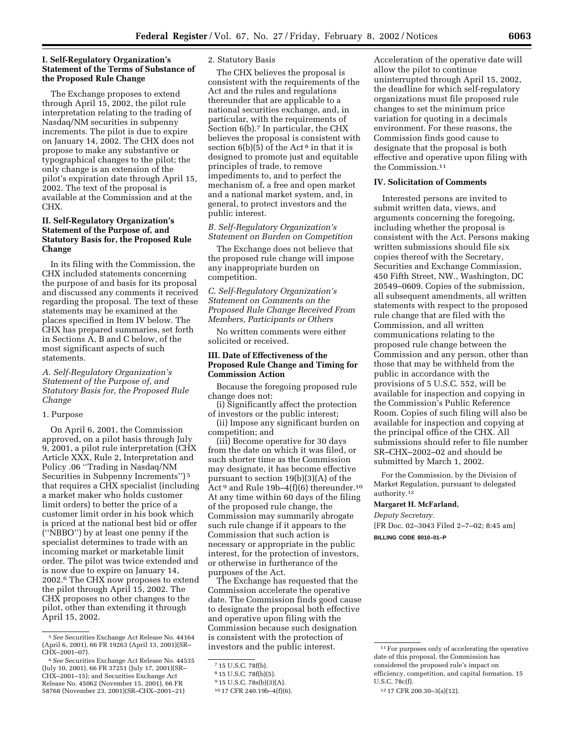### I. Self-Regulatory Organization's Statement of the Terms of Substance of the Proposed Rule Change

The Exchange proposes to extend through April 15, 2002, the pilot rule interpretation relating to the trading of Nasdaq/NM securities in subpenny increments. The pilot is due to expire on January 14, 2002. The CHX does not propose to make any substantive or typographical changes to the pilot; the only change is an extension of the pilot's expiration date through April 15, 2002. The text of the proposal is available at the Commission and at the CHX.

### II. Self-Regulatory Organization's Statement of the Purpose of, and Statutory Basis for, the Proposed Rule Change

In its filing with the Commission, the CHX included statements concerning the purpose of and basis for its proposal and discussed any comments it received regarding the proposal. The text of these statements may be examined at the places specified in Item IV below. The CHX has prepared summaries, set forth in Sections A, B and C below, of the most significant aspects of such statements.

*A. Self-Regulatory Organization's Statement of the Purpose of, and Statutory Basis for, the Proposed Rule Change*

1. Purpose

On April 6, 2001, the Commission approved, on a pilot basis through July 9, 2001, a pilot rule interpretation (CHX Article XXX, Rule 2, Interpretation and Policy .06 "Trading in Nasdaq/NM Securities in Subpenny Increments")[5] that requires a CHX specialist (including a market maker who holds customer limit orders) to better the price of a customer limit order in his book which is priced at the national best bid or offer ("NBBO") by at least one penny if the specialist determines to trade with an incoming market or marketable limit order. The pilot was twice extended and is now due to expire on January 14, 2002.[6] The CHX now proposes to extend the pilot through April 15, 2002. The CHX proposes no other changes to the pilot, other than extending it through April 15, 2002.

2. Statutory Basis

The CHX believes the proposal is consistent with the requirements of the Act and the rules and regulations thereunder that are applicable to a national securities exchange, and, in particular, with the requirements of Section 6(b).[7] In particular, the CHX believes the proposal is consistent with section 6(b)(5) of the Act[8] in that it is designed to promote just and equitable principles of trade, to remove impediments to, and to perfect the mechanism of, a free and open market and a national market system, and, in general, to protect investors and the public interest.

*B. Self-Regulatory Organization's Statement on Burden on Competition*

The Exchange does not believe that the proposed rule change will impose any inappropriate burden on competition.

*C. Self-Regulatory Organization's Statement on Comments on the Proposed Rule Change Received From Members, Participants or Others*

No written comments were either solicited or received.

### III. Date of Effectiveness of the Proposed Rule Change and Timing for Commission Action

Because the foregoing proposed rule change does not:

(i) Significantly affect the protection of investors or the public interest;

(ii) Impose any significant burden on competition; and

(iii) Become operative for 30 days from the date on which it was filed, or such shorter time as the Commission may designate, it has become effective pursuant to section 19(b)(3)(A) of the Act[9] and Rule 19b–4(f)(6) thereunder.[10] At any time within 60 days of the filing of the proposed rule change, the Commission may summarily abrogate such rule change if it appears to the Commission that such action is necessary or appropriate in the public interest, for the protection of investors, or otherwise in furtherance of the purposes of the Act.

The Exchange has requested that the Commission accelerate the operative date. The Commission finds good cause to designate the proposal both effective and operative upon filing with the Commission because such designation is consistent with the protection of investors and the public interest. Acceleration of the operative date will allow the pilot to continue uninterrupted through April 15, 2002, the deadline for which self-regulatory organizations must file proposed rule changes to set the minimum price variation for quoting in a decimals environment. For these reasons, the Commission finds good cause to designate that the proposal is both effective and operative upon filing with the Commission.[11]

### IV. Solicitation of Comments

Interested persons are invited to submit written data, views, and arguments concerning the foregoing, including whether the proposal is consistent with the Act. Persons making written submissions should file six copies thereof with the Secretary, Securities and Exchange Commission, 450 Fifth Street, NW., Washington, DC 20549–0609. Copies of the submission, all subsequent amendments, all written statements with respect to the proposed rule change that are filed with the Commission, and all written communications relating to the proposed rule change between the Commission and any person, other than those that may be withheld from the public in accordance with the provisions of 5 U.S.C. 552, will be available for inspection and copying in the Commission's Public Reference Room. Copies of such filing will also be available for inspection and copying at the principal office of the CHX. All submissions should refer to file number SR–CHX–2002–02 and should be submitted by March 1, 2002.

For the Commission, by the Division of Market Regulation, pursuant to delegated authority.[12]

**Margaret H. McFarland,**

*Deputy Secretary.*

[FR Doc. 02–3043 Filed 2–7–02; 8:45 am]

**BILLING CODE 8010–01–P**

---

[5] *See* Securities Exchange Act Release No. 44164 (April 6, 2001), 66 FR 19263 (April 13, 2001)(SR–CHX–2001–07).

[6] *See* Securities Exchange Act Release No. 44535 (July 10, 2001), 66 FR 37251 (July 17, 2001)(SR–CHX–2001–15); and Securities Exchange Act Release No. 45062 (November 15, 2001), 66 FR 58768 (November 23, 2001)(SR–CHX–2001–21)

[7] 15 U.S.C. 78f(b).

[8] 15 U.S.C. 78f(b)(5).

[9] 15 U.S.C. 78s(b)(3)(A).

[10] 17 CFR 240.19b–4(f)(6).

[11] For purposes only of accelerating the operative date of this proposal, the Commission has considered the proposed rule's impact on efficiency, competition, and capital formation. 15 U.S.C. 78c(f).

[12] 17 CFR 200.30–3(a)(12).